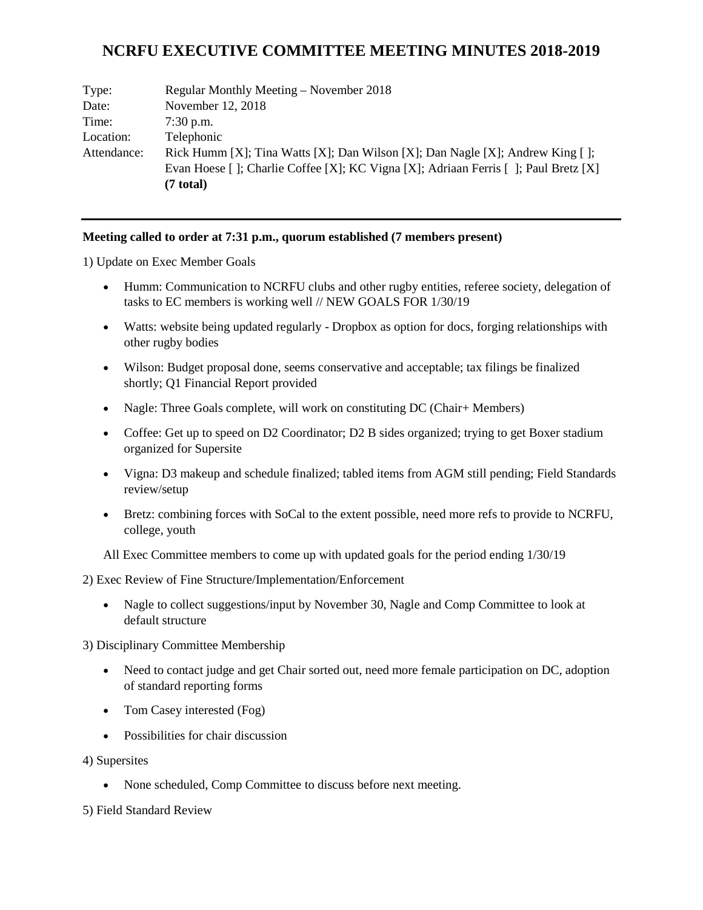# NCRFU EXECUTIVE COMMITTEE MEETING MINUTES 2018-2019

| | |
|---|---|
| Type: | Regular Monthly Meeting – November 2018 |
| Date: | November 12, 2018 |
| Time: | 7:30 p.m. |
| Location: | Telephonic |
| Attendance: | Rick Humm [X]; Tina Watts [X]; Dan Wilson [X]; Dan Nagle [X]; Andrew King [ ]; Evan Hoese [ ]; Charlie Coffee [X]; KC Vigna [X]; Adriaan Ferris [ ]; Paul Bretz [X] **(7 total)** |

---

**Meeting called to order at 7:31 p.m., quorum established (7 members present)**

1) Update on Exec Member Goals

- Humm: Communication to NCRFU clubs and other rugby entities, referee society, delegation of tasks to EC members is working well // NEW GOALS FOR 1/30/19
- Watts: website being updated regularly - Dropbox as option for docs, forging relationships with other rugby bodies
- Wilson: Budget proposal done, seems conservative and acceptable; tax filings be finalized shortly; Q1 Financial Report provided
- Nagle: Three Goals complete, will work on constituting DC (Chair+ Members)
- Coffee: Get up to speed on D2 Coordinator; D2 B sides organized; trying to get Boxer stadium organized for Supersite
- Vigna: D3 makeup and schedule finalized; tabled items from AGM still pending; Field Standards review/setup
- Bretz: combining forces with SoCal to the extent possible, need more refs to provide to NCRFU, college, youth

All Exec Committee members to come up with updated goals for the period ending 1/30/19

2) Exec Review of Fine Structure/Implementation/Enforcement

- Nagle to collect suggestions/input by November 30, Nagle and Comp Committee to look at default structure

3) Disciplinary Committee Membership

- Need to contact judge and get Chair sorted out, need more female participation on DC, adoption of standard reporting forms
- Tom Casey interested (Fog)
- Possibilities for chair discussion

4) Supersites

- None scheduled, Comp Committee to discuss before next meeting.

5) Field Standard Review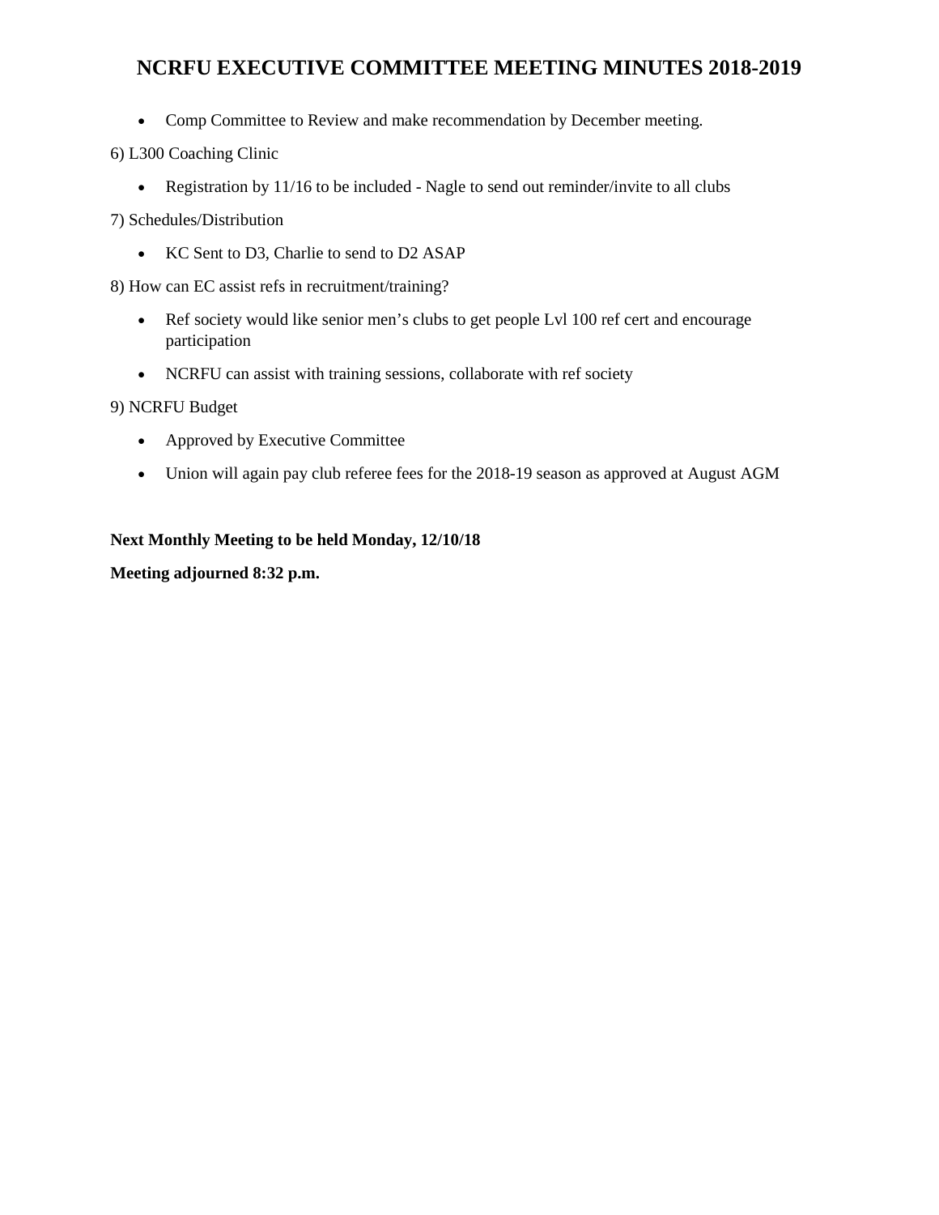# NCRFU EXECUTIVE COMMITTEE MEETING MINUTES 2018-2019

- Comp Committee to Review and make recommendation by December meeting.

6) L300 Coaching Clinic

- Registration by 11/16 to be included - Nagle to send out reminder/invite to all clubs

7) Schedules/Distribution

- KC Sent to D3, Charlie to send to D2 ASAP

8) How can EC assist refs in recruitment/training?

- Ref society would like senior men's clubs to get people Lvl 100 ref cert and encourage participation
- NCRFU can assist with training sessions, collaborate with ref society

9) NCRFU Budget

- Approved by Executive Committee
- Union will again pay club referee fees for the 2018-19 season as approved at August AGM

**Next Monthly Meeting to be held Monday, 12/10/18**

**Meeting adjourned 8:32 p.m.**